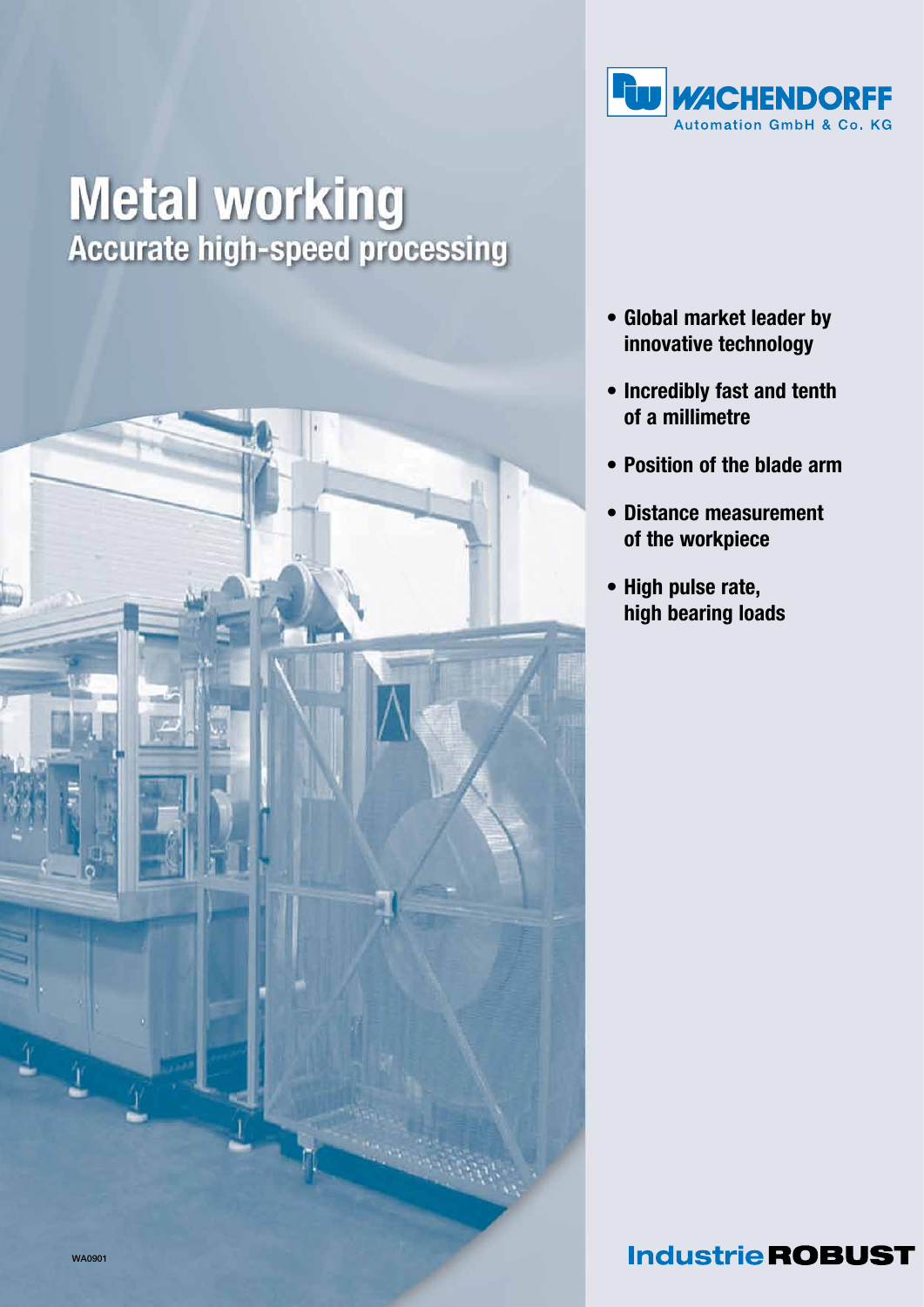WACHENDORFF
Automation GmbH & Co. KG

# Metal working

## Accurate high-speed processing

- **Global market leader by innovative technology**
- **Incredibly fast and tenth of a millimetre**
- **Position of the blade arm**
- **Distance measurement of the workpiece**
- **High pulse rate, high bearing loads**

WA0901

**Industrie ROBUST**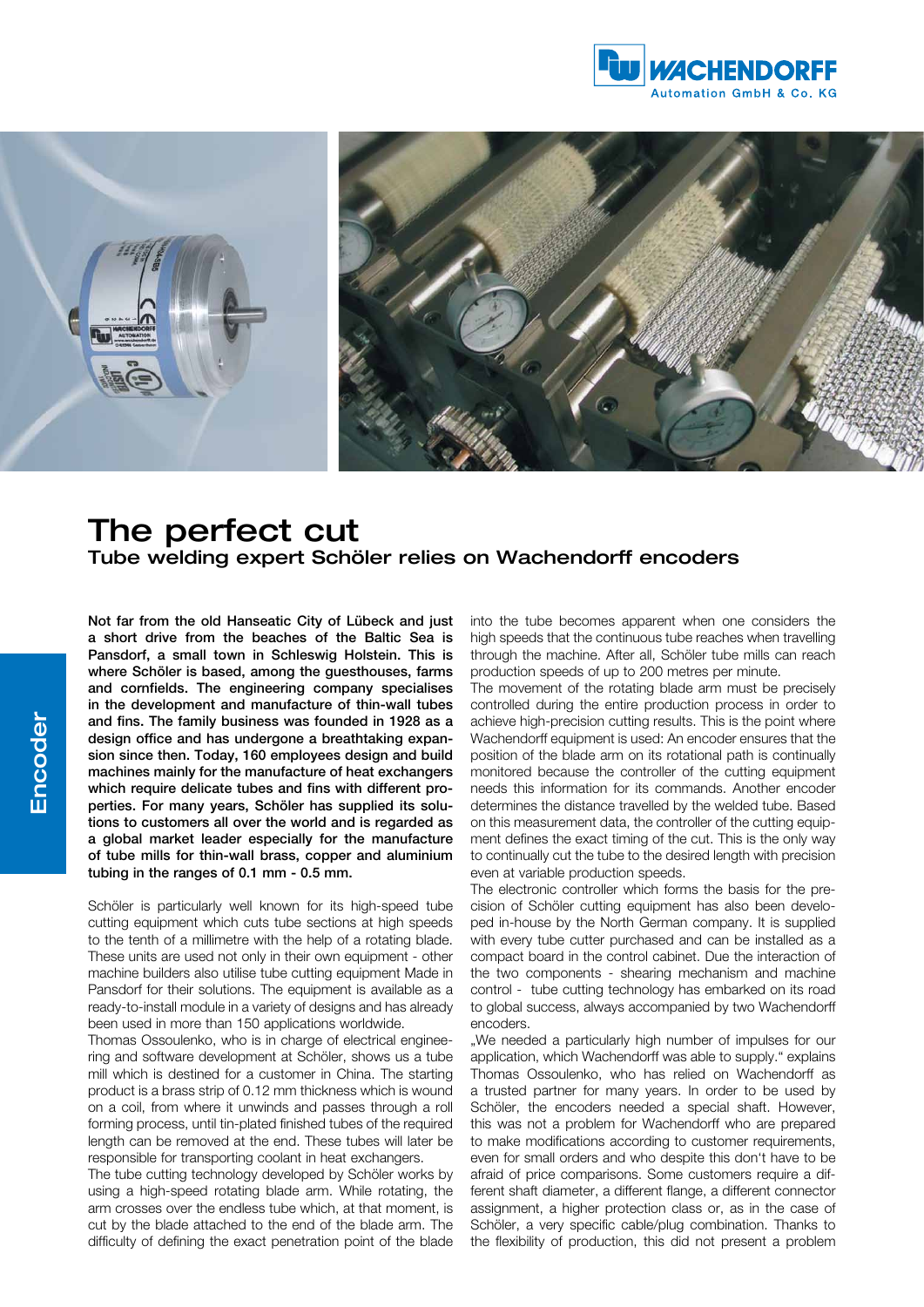# The perfect cut

## Tube welding expert Schöler relies on Wachendorff encoders

**Not far from the old Hanseatic City of Lübeck and just a short drive from the beaches of the Baltic Sea is Pansdorf, a small town in Schleswig Holstein. This is where Schöler is based, among the guesthouses, farms and cornfields. The engineering company specialises in the development and manufacture of thin-wall tubes and fins. The family business was founded in 1928 as a design office and has undergone a breathtaking expansion since then. Today, 160 employees design and build machines mainly for the manufacture of heat exchangers which require delicate tubes and fins with different properties. For many years, Schöler has supplied its solutions to customers all over the world and is regarded as a global market leader especially for the manufacture of tube mills for thin-wall brass, copper and aluminium tubing in the ranges of 0.1 mm - 0.5 mm.**

Schöler is particularly well known for its high-speed tube cutting equipment which cuts tube sections at high speeds to the tenth of a millimetre with the help of a rotating blade. These units are used not only in their own equipment - other machine builders also utilise tube cutting equipment Made in Pansdorf for their solutions. The equipment is available as a ready-to-install module in a variety of designs and has already been used in more than 150 applications worldwide.

Thomas Ossoulenko, who is in charge of electrical engineering and software development at Schöler, shows us a tube mill which is destined for a customer in China. The starting product is a brass strip of 0.12 mm thickness which is wound on a coil, from where it unwinds and passes through a roll forming process, until tin-plated finished tubes of the required length can be removed at the end. These tubes will later be responsible for transporting coolant in heat exchangers.

The tube cutting technology developed by Schöler works by using a high-speed rotating blade arm. While rotating, the arm crosses over the endless tube which, at that moment, is cut by the blade attached to the end of the blade arm. The difficulty of defining the exact penetration point of the blade into the tube becomes apparent when one considers the high speeds that the continuous tube reaches when travelling through the machine. After all, Schöler tube mills can reach production speeds of up to 200 metres per minute.

The movement of the rotating blade arm must be precisely controlled during the entire production process in order to achieve high-precision cutting results. This is the point where Wachendorff equipment is used: An encoder ensures that the position of the blade arm on its rotational path is continually monitored because the controller of the cutting equipment needs this information for its commands. Another encoder determines the distance travelled by the welded tube. Based on this measurement data, the controller of the cutting equipment defines the exact timing of the cut. This is the only way to continually cut the tube to the desired length with precision even at variable production speeds.

The electronic controller which forms the basis for the precision of Schöler cutting equipment has also been developed in-house by the North German company. It is supplied with every tube cutter purchased and can be installed as a compact board in the control cabinet. Due the interaction of the two components - shearing mechanism and machine control - tube cutting technology has embarked on its road to global success, always accompanied by two Wachendorff encoders.

„We needed a particularly high number of impulses for our application, which Wachendorff was able to supply." explains Thomas Ossoulenko, who has relied on Wachendorff as a trusted partner for many years. In order to be used by Schöler, the encoders needed a special shaft. However, this was not a problem for Wachendorff who are prepared to make modifications according to customer requirements, even for small orders and who despite this don't have to be afraid of price comparisons. Some customers require a different shaft diameter, a different flange, a different connector assignment, a higher protection class or, as in the case of Schöler, a very specific cable/plug combination. Thanks to the flexibility of production, this did not present a problem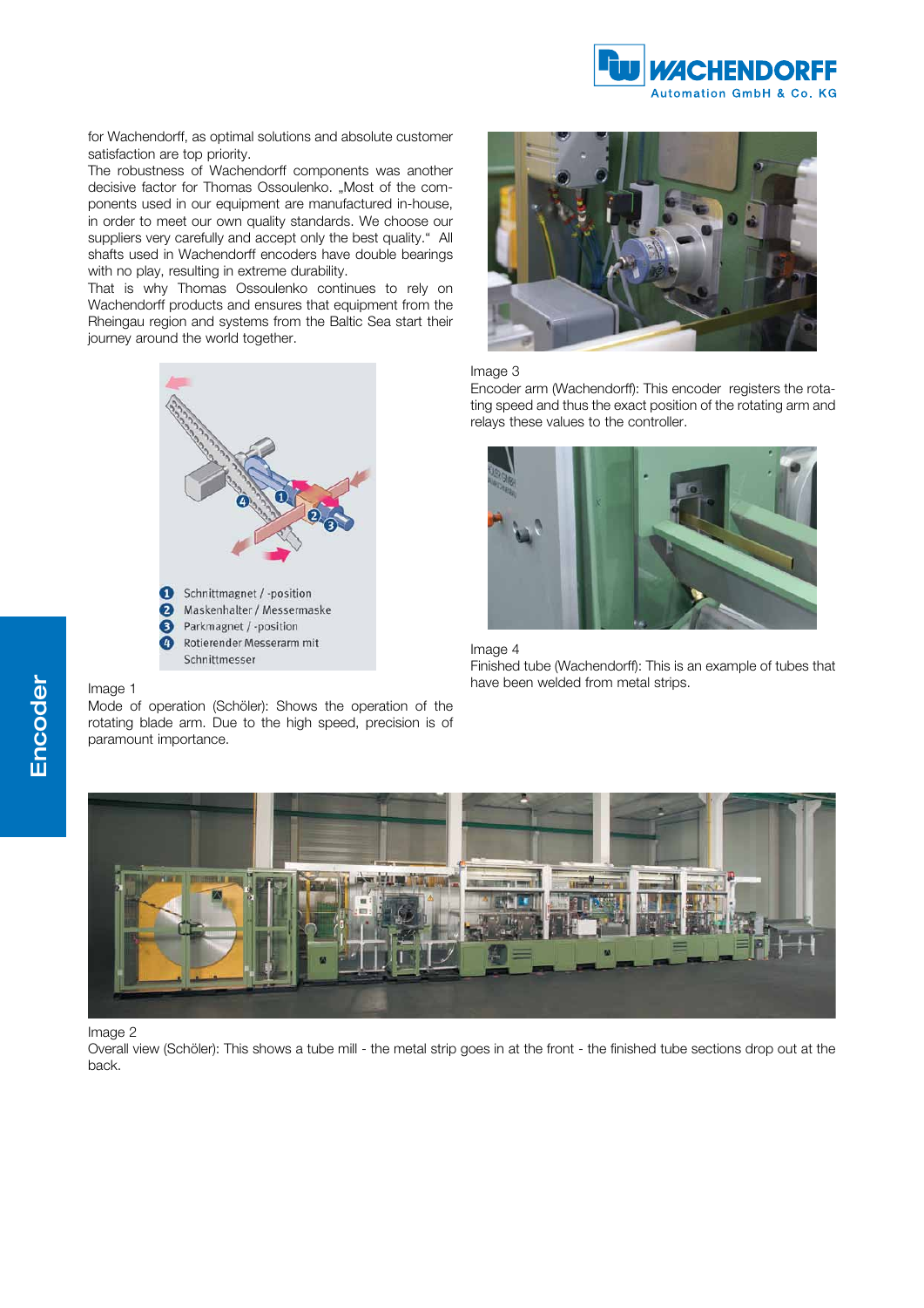for Wachendorff, as optimal solutions and absolute customer satisfaction are top priority.
The robustness of Wachendorff components was another decisive factor for Thomas Ossoulenko. „Most of the components used in our equipment are manufactured in-house, in order to meet our own quality standards. We choose our suppliers very carefully and accept only the best quality." All shafts used in Wachendorff encoders have double bearings with no play, resulting in extreme durability.
That is why Thomas Ossoulenko continues to rely on Wachendorff products and ensures that equipment from the Rheingau region and systems from the Baltic Sea start their journey around the world together.

1. Schnittmagnet / -position
2. Maskenhalter / Messermaske
3. Parkmagnet / -position
4. Rotierender Messerarm mit Schnittmesser

Image 1
Mode of operation (Schöler): Shows the operation of the rotating blade arm. Due to the high speed, precision is of paramount importance.

Image 3
Encoder arm (Wachendorff): This encoder registers the rotating speed and thus the exact position of the rotating arm and relays these values to the controller.

Image 4
Finished tube (Wachendorff): This is an example of tubes that have been welded from metal strips.

Image 2
Overall view (Schöler): This shows a tube mill - the metal strip goes in at the front - the finished tube sections drop out at the back.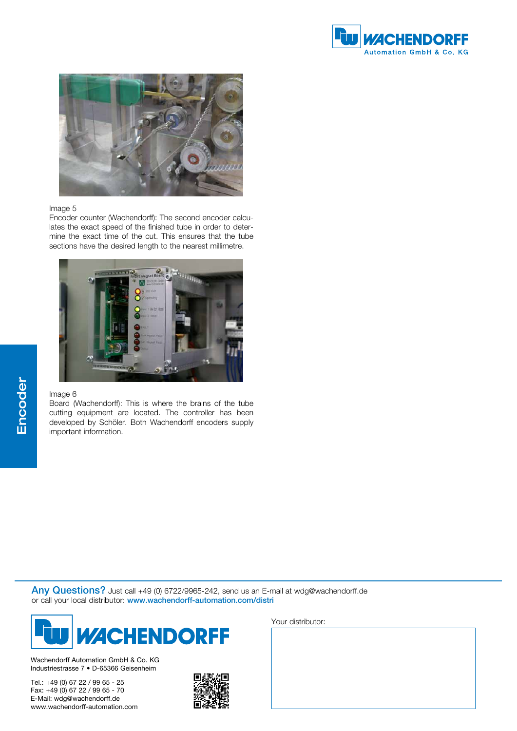Image 5

Encoder counter (Wachendorff): The second encoder calculates the exact speed of the finished tube in order to determine the exact time of the cut. This ensures that the tube sections have the desired length to the nearest millimetre.

Image 6

Board (Wachendorff): This is where the brains of the tube cutting equipment are located. The controller has been developed by Schöler. Both Wachendorff encoders supply important information.

**Any Questions?** Just call +49 (0) 6722/9965-242, send us an E-mail at wdg@wachendorff.de or call your local distributor: **www.wachendorff-automation.com/distri**

Wachendorff Automation GmbH & Co. KG
Industriestrasse 7 • D-65366 Geisenheim

Tel.: +49 (0) 67 22 / 99 65 - 25
Fax: +49 (0) 67 22 / 99 65 - 70
E-Mail: wdg@wachendorff.de
www.wachendorff-automation.com

Your distributor: